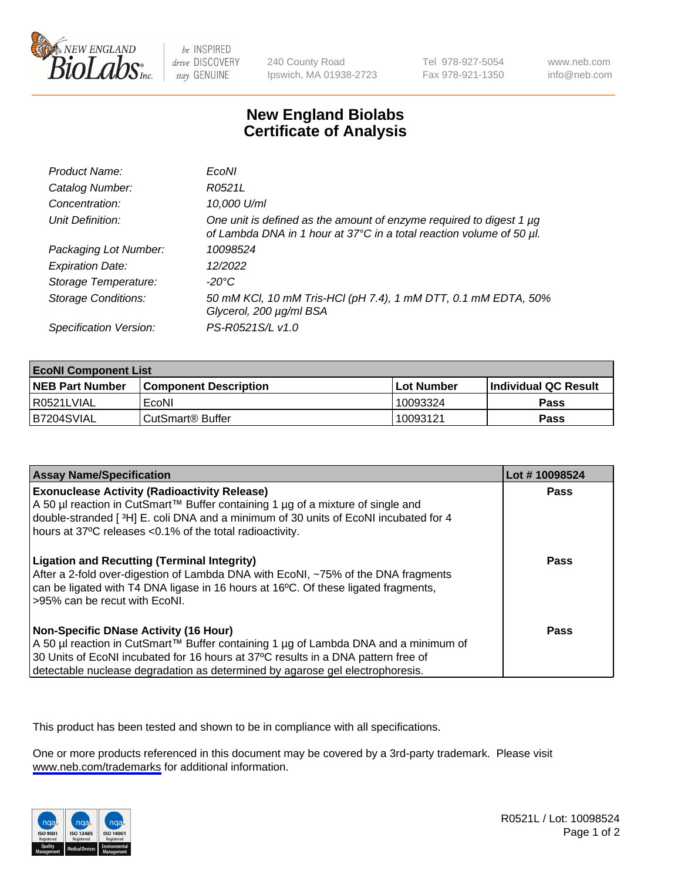NEW ENGLAND BioLabs Inc. — be INSPIRED drive DISCOVERY stay GENUINE

240 County Road
Ipswich, MA 01938-2723

Tel 978-927-5054
Fax 978-921-1350

www.neb.com
info@neb.com

# New England Biolabs Certificate of Analysis

| | |
|---|---|
| *Product Name:* | *EcoNI* |
| *Catalog Number:* | *R0521L* |
| *Concentration:* | *10,000 U/ml* |
| *Unit Definition:* | *One unit is defined as the amount of enzyme required to digest 1 µg of Lambda DNA in 1 hour at 37°C in a total reaction volume of 50 µl.* |
| *Packaging Lot Number:* | *10098524* |
| *Expiration Date:* | *12/2022* |
| *Storage Temperature:* | *-20°C* |
| *Storage Conditions:* | *50 mM KCl, 10 mM Tris-HCl (pH 7.4), 1 mM DTT, 0.1 mM EDTA, 50% Glycerol, 200 µg/ml BSA* |
| *Specification Version:* | *PS-R0521S/L v1.0* |

| **EcoNI Component List** | | | |
|---|---|---|---|
| **NEB Part Number** | **Component Description** | **Lot Number** | **Individual QC Result** |
| R0521LVIAL | EcoNI | 10093324 | **Pass** |
| B7204SVIAL | CutSmart® Buffer | 10093121 | **Pass** |

| **Assay Name/Specification** | **Lot # 10098524** |
|---|---|
| **Exonuclease Activity (Radioactivity Release)**<br>A 50 µl reaction in CutSmart™ Buffer containing 1 µg of a mixture of single and double-stranded [ $^3$H] E. coli DNA and a minimum of 30 units of EcoNI incubated for 4 hours at 37ºC releases <0.1% of the total radioactivity. | **Pass** |
| **Ligation and Recutting (Terminal Integrity)**<br>After a 2-fold over-digestion of Lambda DNA with EcoNI, ~75% of the DNA fragments can be ligated with T4 DNA ligase in 16 hours at 16ºC. Of these ligated fragments, >95% can be recut with EcoNI. | **Pass** |
| **Non-Specific DNase Activity (16 Hour)**<br>A 50 µl reaction in CutSmart™ Buffer containing 1 µg of Lambda DNA and a minimum of 30 Units of EcoNI incubated for 16 hours at 37ºC results in a DNA pattern free of detectable nuclease degradation as determined by agarose gel electrophoresis. | **Pass** |

This product has been tested and shown to be in compliance with all specifications.

One or more products referenced in this document may be covered by a 3rd-party trademark. Please visit www.neb.com/trademarks for additional information.

R0521L / Lot: 10098524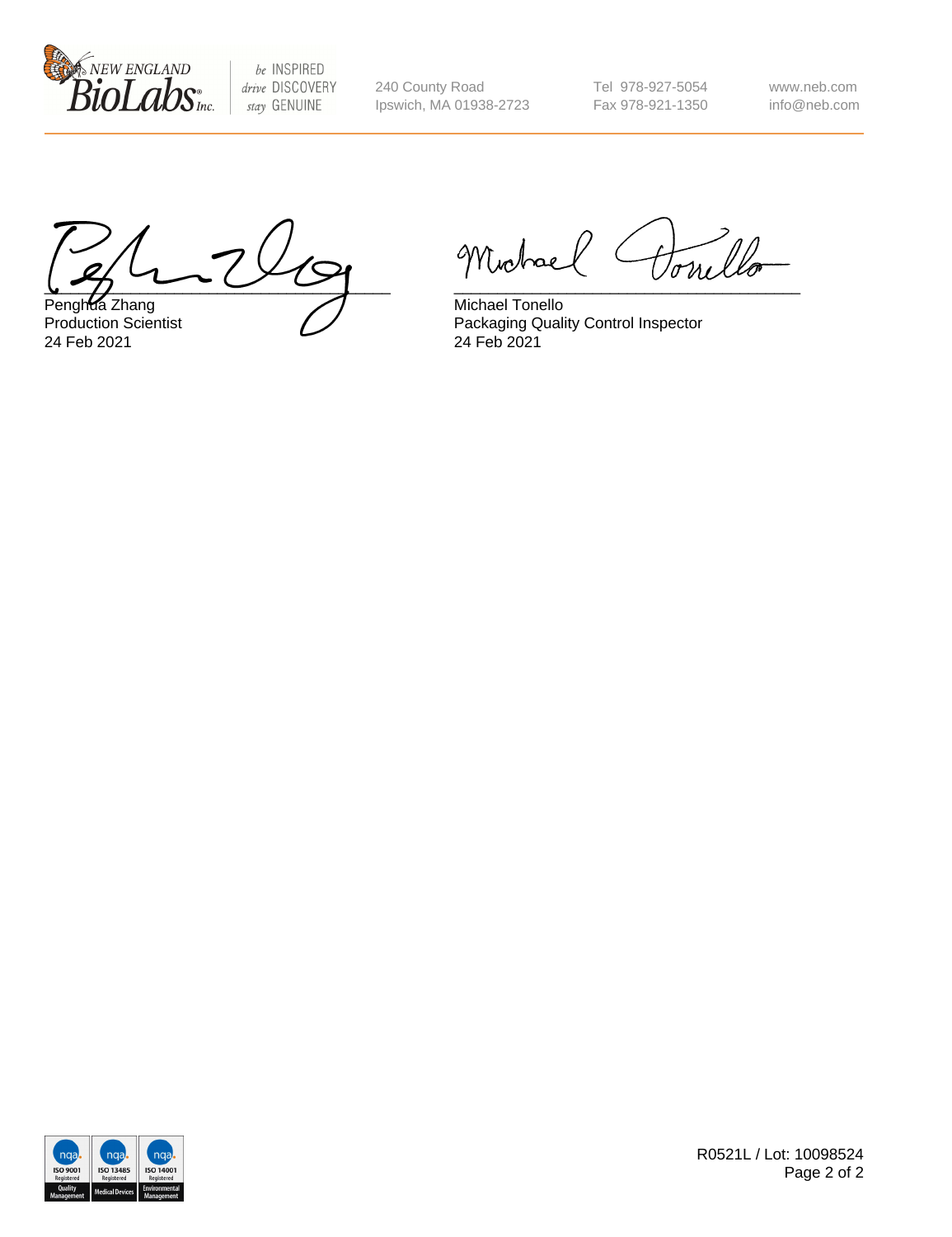be INSPIRED
drive DISCOVERY
stay GENUINE

240 County Road
Ipswich, MA 01938-2723

Tel 978-927-5054
Fax 978-921-1350

www.neb.com
info@neb.com

Penghua Zhang
Production Scientist
24 Feb 2021

Michael Tonello
Packaging Quality Control Inspector
24 Feb 2021

R0521L / Lot: 10098524